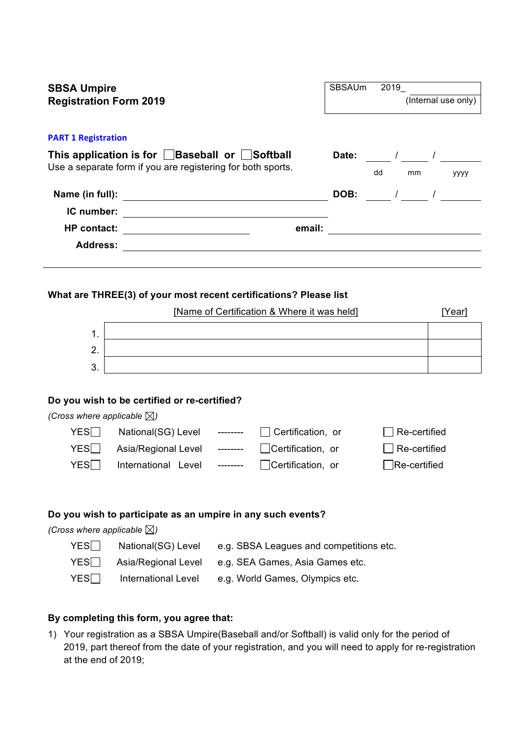**SBSA Umpire**
**Registration Form 2019**

SBSAUm 2019_ ____________
(Internal use only)

**PART 1 Registration**

**This application is for** ☐ **Baseball or** ☐ **Softball**
Use a separate form if you are registering for both sports.

**Date:** _____ / _____ / _______
dd mm yyyy

**Name (in full):** ______________________________ **DOB:** _____ / _____ / _______

**IC number:** ______________________________

**HP contact:** ____________________ **email:** ____________________

**Address:** ______________________________________________________

---

**What are THREE(3) of your most recent certifications? Please list**

| | [Name of Certification & Where it was held] | [Year] |
|---|---|---|
| 1. | | |
| 2. | | |
| 3. | | |

**Do you wish to be certified or re-certified?**

*(Cross where applicable ☒)*

| | | | | |
|---|---|---|---|---|
| YES ☐ | National(SG) Level | -------- | ☐ Certification, or | ☐ Re-certified |
| YES ☐ | Asia/Regional Level | -------- | ☐ Certification, or | ☐ Re-certified |
| YES ☐ | International Level | -------- | ☐ Certification, or | ☐ Re-certified |

**Do you wish to participate as an umpire in any such events?**

*(Cross where applicable ☒)*

| | | |
|---|---|---|
| YES ☐ | National(SG) Level | e.g. SBSA Leagues and competitions etc. |
| YES ☐ | Asia/Regional Level | e.g. SEA Games, Asia Games etc. |
| YES ☐ | International Level | e.g. World Games, Olympics etc. |

**By completing this form, you agree that:**

1) Your registration as a SBSA Umpire(Baseball and/or Softball) is valid only for the period of 2019, part thereof from the date of your registration, and you will need to apply for re-registration at the end of 2019;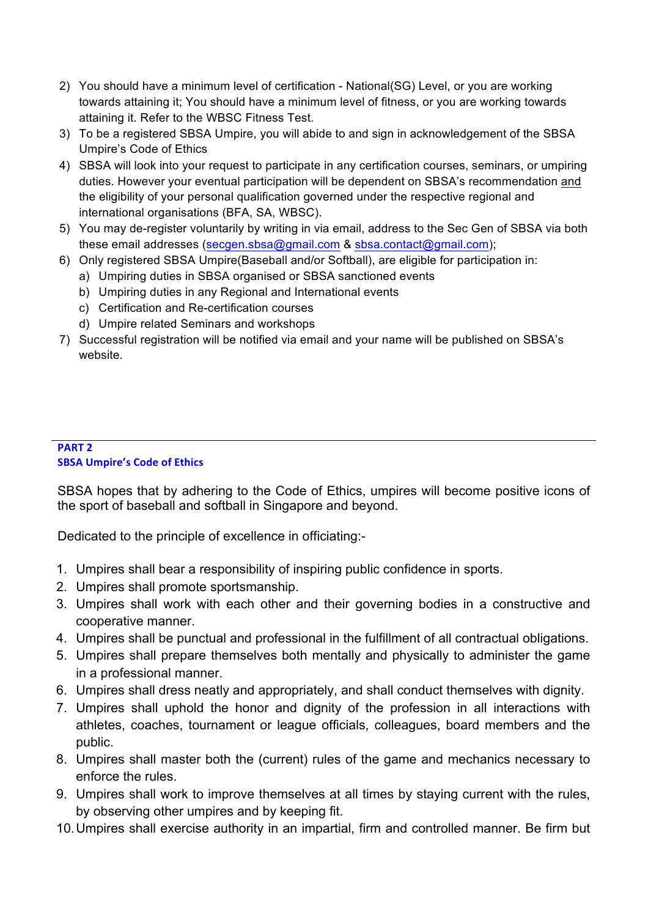2) You should have a minimum level of certification - National(SG) Level, or you are working towards attaining it; You should have a minimum level of fitness, or you are working towards attaining it. Refer to the WBSC Fitness Test.
3) To be a registered SBSA Umpire, you will abide to and sign in acknowledgement of the SBSA Umpire's Code of Ethics
4) SBSA will look into your request to participate in any certification courses, seminars, or umpiring duties. However your eventual participation will be dependent on SBSA's recommendation and the eligibility of your personal qualification governed under the respective regional and international organisations (BFA, SA, WBSC).
5) You may de-register voluntarily by writing in via email, address to the Sec Gen of SBSA via both these email addresses (secgen.sbsa@gmail.com & sbsa.contact@gmail.com);
6) Only registered SBSA Umpire(Baseball and/or Softball), are eligible for participation in:
   a) Umpiring duties in SBSA organised or SBSA sanctioned events
   b) Umpiring duties in any Regional and International events
   c) Certification and Re-certification courses
   d) Umpire related Seminars and workshops
7) Successful registration will be notified via email and your name will be published on SBSA's website.

## PART 2
## SBSA Umpire's Code of Ethics

SBSA hopes that by adhering to the Code of Ethics, umpires will become positive icons of the sport of baseball and softball in Singapore and beyond.

Dedicated to the principle of excellence in officiating:-

1. Umpires shall bear a responsibility of inspiring public confidence in sports.
2. Umpires shall promote sportsmanship.
3. Umpires shall work with each other and their governing bodies in a constructive and cooperative manner.
4. Umpires shall be punctual and professional in the fulfillment of all contractual obligations.
5. Umpires shall prepare themselves both mentally and physically to administer the game in a professional manner.
6. Umpires shall dress neatly and appropriately, and shall conduct themselves with dignity.
7. Umpires shall uphold the honor and dignity of the profession in all interactions with athletes, coaches, tournament or league officials, colleagues, board members and the public.
8. Umpires shall master both the (current) rules of the game and mechanics necessary to enforce the rules.
9. Umpires shall work to improve themselves at all times by staying current with the rules, by observing other umpires and by keeping fit.
10. Umpires shall exercise authority in an impartial, firm and controlled manner. Be firm but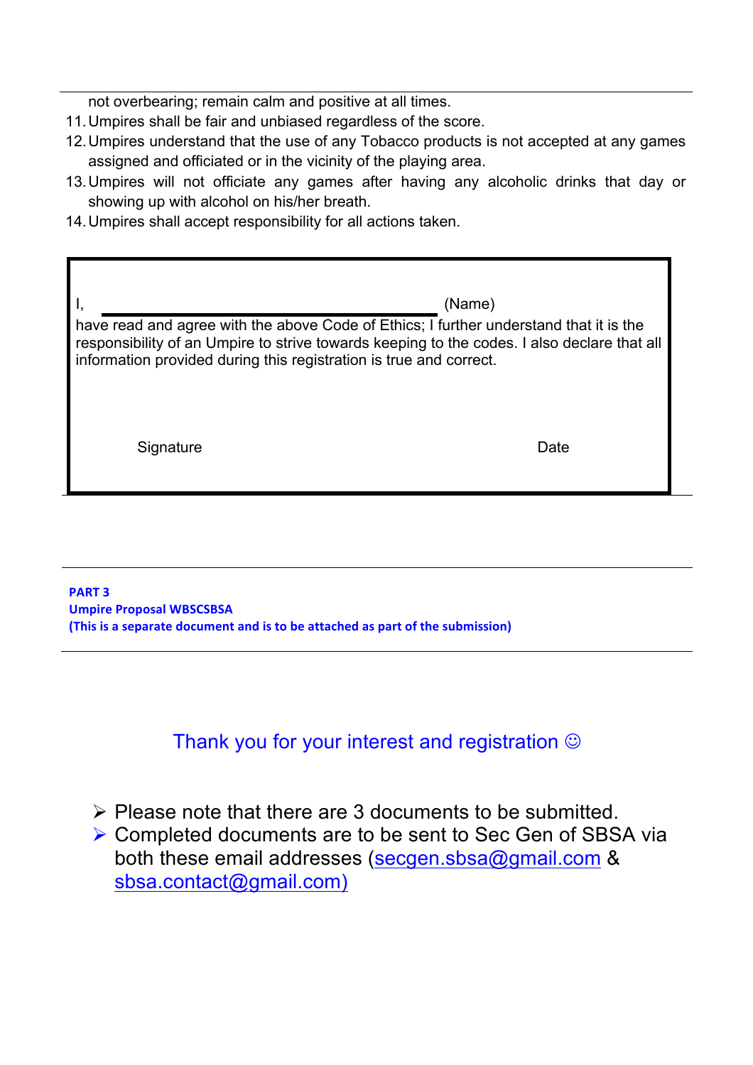not overbearing; remain calm and positive at all times.

11. Umpires shall be fair and unbiased regardless of the score.
12. Umpires understand that the use of any Tobacco products is not accepted at any games assigned and officiated or in the vicinity of the playing area.
13. Umpires will not officiate any games after having any alcoholic drinks that day or showing up with alcohol on his/her breath.
14. Umpires shall accept responsibility for all actions taken.

I, ______________________________ (Name)
have read and agree with the above Code of Ethics; I further understand that it is the responsibility of an Umpire to strive towards keeping to the codes. I also declare that all information provided during this registration is true and correct.

Signature                                                                 Date

---

**PART 3**
**Umpire Proposal WBSCSBSA**
**(This is a separate document and is to be attached as part of the submission)**

---

Thank you for your interest and registration ☺

- Please note that there are 3 documents to be submitted.
- Completed documents are to be sent to Sec Gen of SBSA via both these email addresses (secgen.sbsa@gmail.com & sbsa.contact@gmail.com)